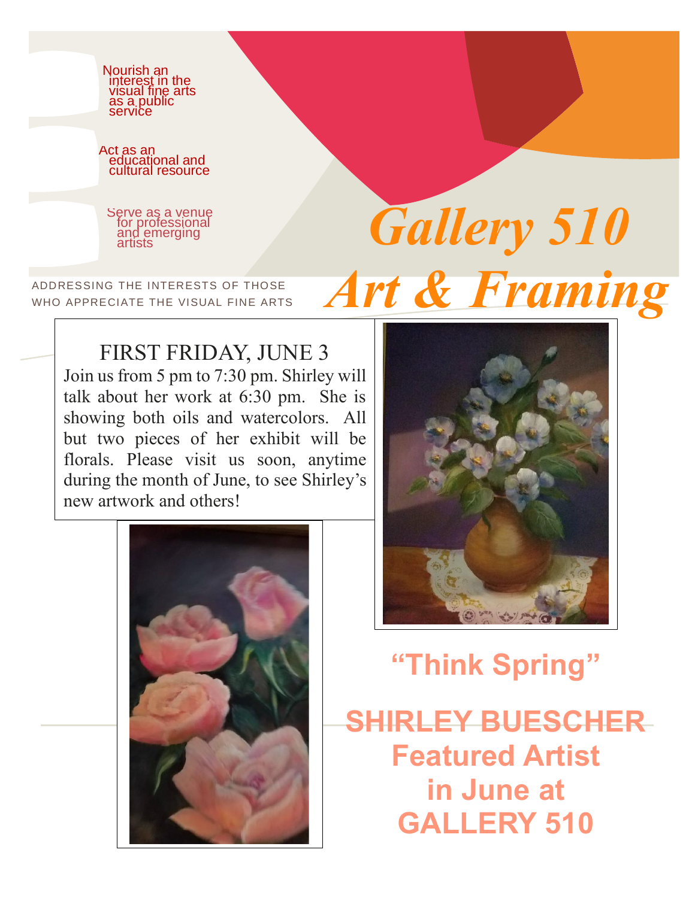Nourish an interest in the visual fine arts as a public service

Act as an educational and cultural resource

Serve as a venue for professional and emerging artists

ADDRESSING THE INTERESTS OF THOSE WHO APPRECIATE THE VISUAL FINE ARTS

# *Gallery 510 Art & Framing*

## FIRST FRIDAY, JUNE 3

Join us from 5 pm to 7:30 pm. Shirley will talk about her work at 6:30 pm. She is showing both oils and watercolors. All but two pieces of her exhibit will be florals. Please visit us soon, anytime during the month of June, to see Shirley's new artwork and others!

## "Think Spring"

## SHIRLEY BUESCHER Featured Artist in June at GALLERY 510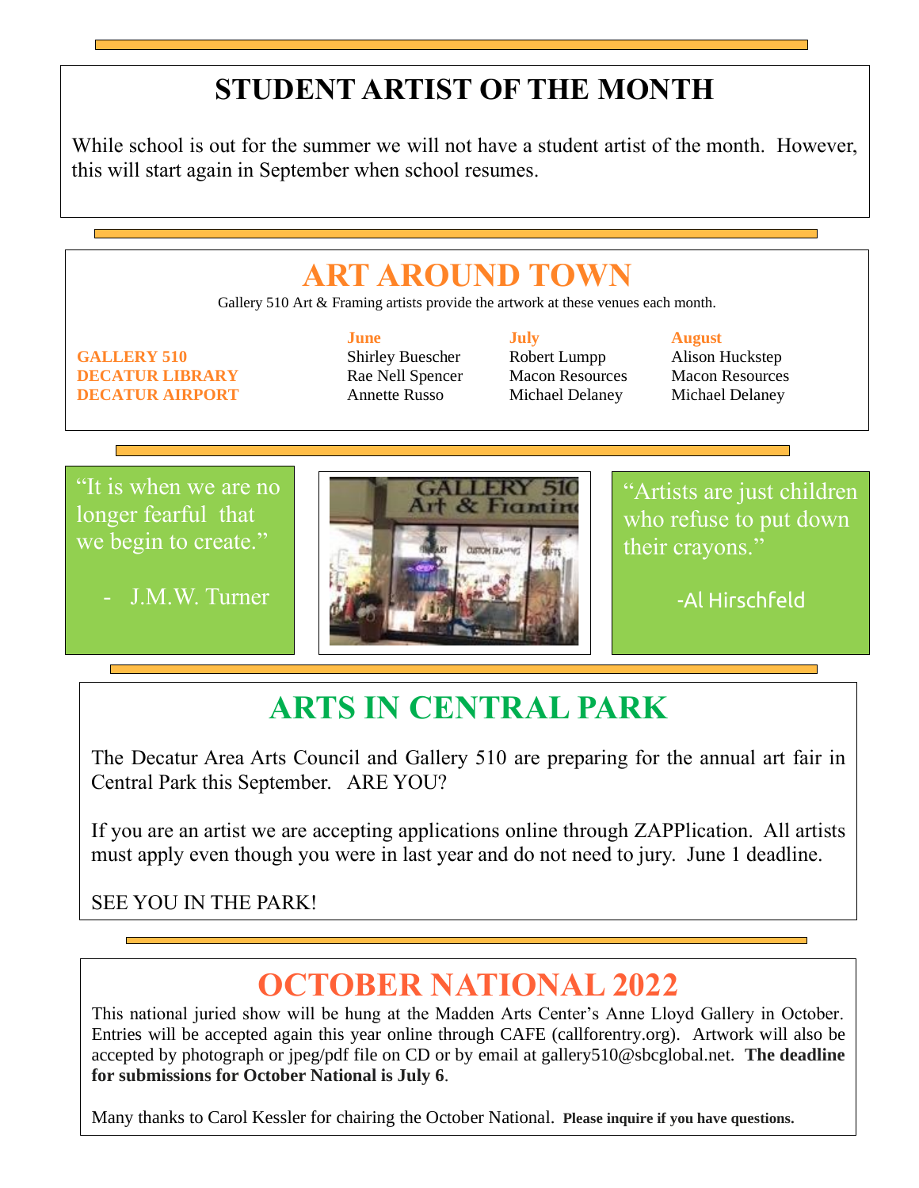# STUDENT ARTIST OF THE MONTH

While school is out for the summer we will not have a student artist of the month. However, this will start again in September when school resumes.

# ART AROUND TOWN

Gallery 510 Art & Framing artists provide the artwork at these venues each month.

| | June | July | August |
|---|---|---|---|
| **GALLERY 510** | Shirley Buescher | Robert Lumpp | Alison Huckstep |
| **DECATUR LIBRARY** | Rae Nell Spencer | Macon Resources | Macon Resources |
| **DECATUR AIRPORT** | Annette Russo | Michael Delaney | Michael Delaney |

"It is when we are no longer fearful that we begin to create."

- J.M.W. Turner

"Artists are just children who refuse to put down their crayons."

-Al Hirschfeld

# ARTS IN CENTRAL PARK

The Decatur Area Arts Council and Gallery 510 are preparing for the annual art fair in Central Park this September. ARE YOU?

If you are an artist we are accepting applications online through ZAPPlication. All artists must apply even though you were in last year and do not need to jury. June 1 deadline.

SEE YOU IN THE PARK!

# OCTOBER NATIONAL 2022

This national juried show will be hung at the Madden Arts Center's Anne Lloyd Gallery in October. Entries will be accepted again this year online through CAFE (callforentry.org). Artwork will also be accepted by photograph or jpeg/pdf file on CD or by email at gallery510@sbcglobal.net. **The deadline for submissions for October National is July 6**.

Many thanks to Carol Kessler for chairing the October National. **Please inquire if you have questions.**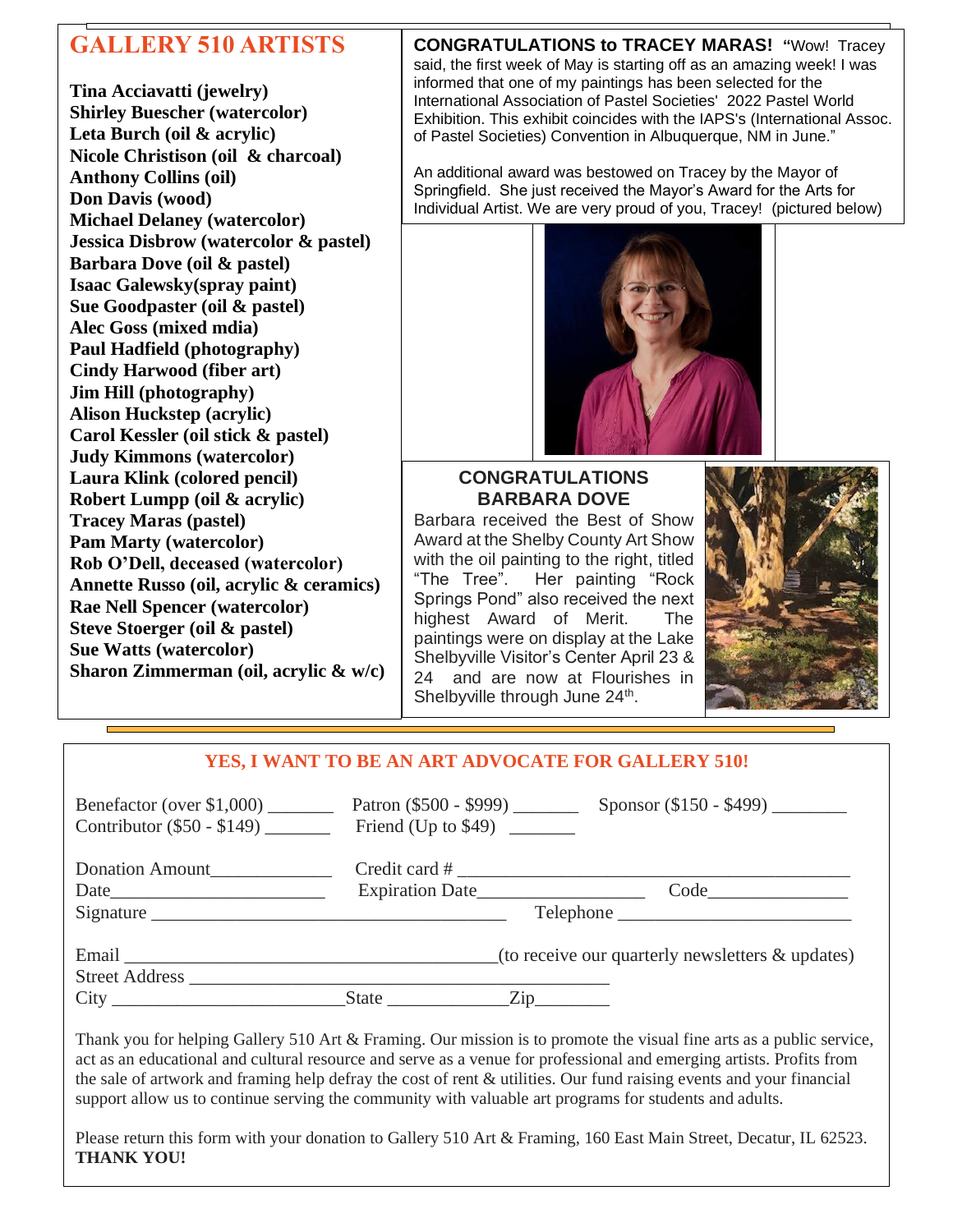## GALLERY 510 ARTISTS

**Tina Acciavatti (jewelry)**
**Shirley Buescher (watercolor)**
**Leta Burch (oil & acrylic)**
**Nicole Christison (oil & charcoal)**
**Anthony Collins (oil)**
**Don Davis (wood)**
**Michael Delaney (watercolor)**
**Jessica Disbrow (watercolor & pastel)**
**Barbara Dove (oil & pastel)**
**Isaac Galewsky(spray paint)**
**Sue Goodpaster (oil & pastel)**
**Alec Goss (mixed mdia)**
**Paul Hadfield (photography)**
**Cindy Harwood (fiber art)**
**Jim Hill (photography)**
**Alison Huckstep (acrylic)**
**Carol Kessler (oil stick & pastel)**
**Judy Kimmons (watercolor)**
**Laura Klink (colored pencil)**
**Robert Lumpp (oil & acrylic)**
**Tracey Maras (pastel)**
**Pam Marty (watercolor)**
**Rob O'Dell, deceased (watercolor)**
**Annette Russo (oil, acrylic & ceramics)**
**Rae Nell Spencer (watercolor)**
**Steve Stoerger (oil & pastel)**
**Sue Watts (watercolor)**
**Sharon Zimmerman (oil, acrylic & w/c)**

**CONGRATULATIONS to TRACEY MARAS!** "Wow! Tracey said, the first week of May is starting off as an amazing week! I was informed that one of my paintings has been selected for the International Association of Pastel Societies' 2022 Pastel World Exhibition. This exhibit coincides with the IAPS's (International Assoc. of Pastel Societies) Convention in Albuquerque, NM in June."

An additional award was bestowed on Tracey by the Mayor of Springfield. She just received the Mayor's Award for the Arts for Individual Artist. We are very proud of you, Tracey! (pictured below)

**CONGRATULATIONS BARBARA DOVE**

Barbara received the Best of Show Award at the Shelby County Art Show with the oil painting to the right, titled "The Tree". Her painting "Rock Springs Pond" also received the next highest Award of Merit. The paintings were on display at the Lake Shelbyville Visitor's Center April 23 & 24 and are now at Flourishes in Shelbyville through June 24th.

---

**YES, I WANT TO BE AN ART ADVOCATE FOR GALLERY 510!**

Benefactor (over $1,000) _______ Patron ($500 - $999) _______ Sponsor ($150 - $499) ________
Contributor ($50 - $149) _______ Friend (Up to $49) _______

Donation Amount_____________ Credit card # ___________________________________________
Date_______________________ Expiration Date_________________ Code_______________
Signature _____________________________________ Telephone ________________________

Email _______________________________________(to receive our quarterly newsletters & updates)
Street Address ____________________________________________
City ________________________State _____________Zip________

Thank you for helping Gallery 510 Art & Framing. Our mission is to promote the visual fine arts as a public service, act as an educational and cultural resource and serve as a venue for professional and emerging artists. Profits from the sale of artwork and framing help defray the cost of rent & utilities. Our fund raising events and your financial support allow us to continue serving the community with valuable art programs for students and adults.

Please return this form with your donation to Gallery 510 Art & Framing, 160 East Main Street, Decatur, IL 62523.
**THANK YOU!**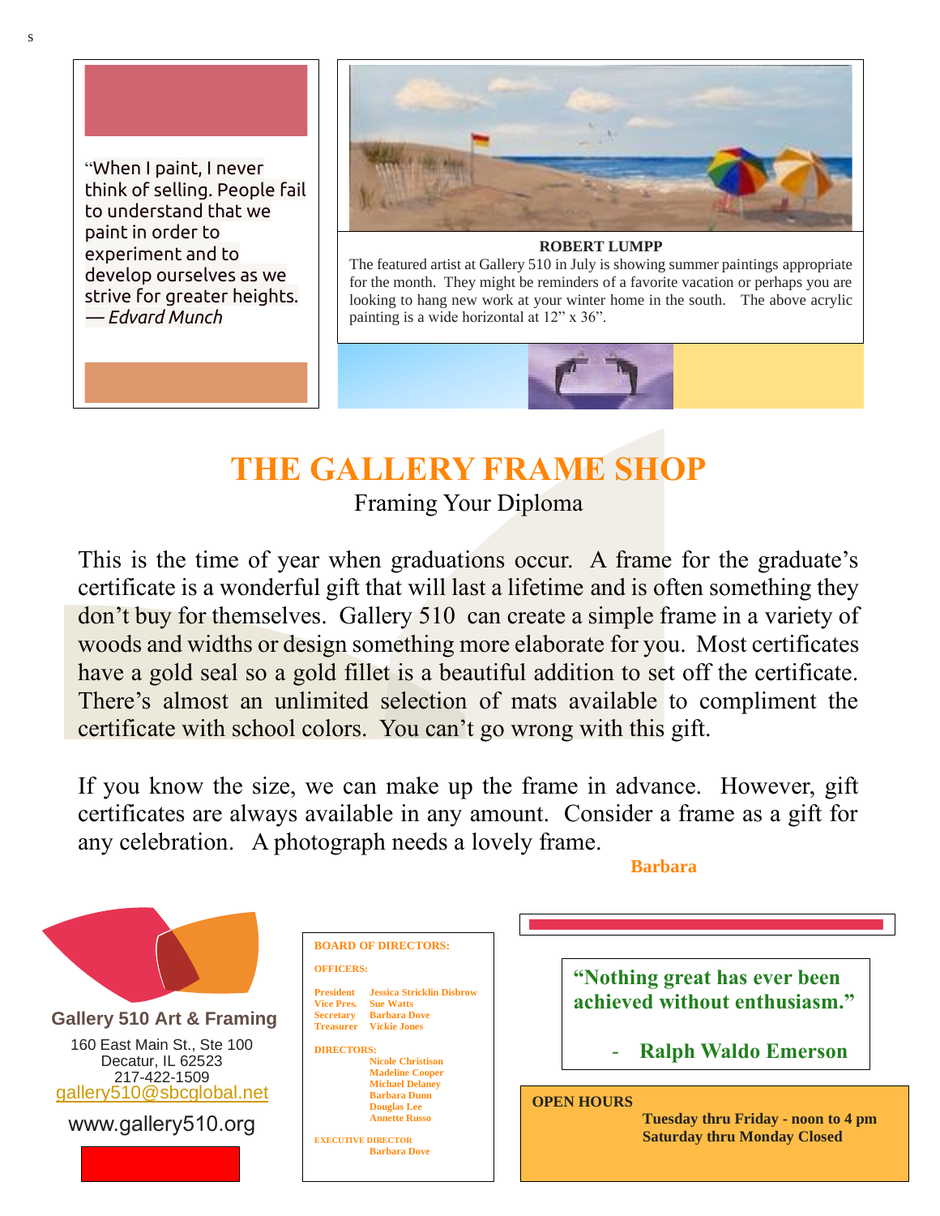"When I paint, I never think of selling. People fail to understand that we paint in order to experiment and to develop ourselves as we strive for greater heights.
— *Edvard Munch*

**ROBERT LUMPP**

The featured artist at Gallery 510 in July is showing summer paintings appropriate for the month. They might be reminders of a favorite vacation or perhaps you are looking to hang new work at your winter home in the south. The above acrylic painting is a wide horizontal at 12" x 36".

# THE GALLERY FRAME SHOP

Framing Your Diploma

This is the time of year when graduations occur. A frame for the graduate's certificate is a wonderful gift that will last a lifetime and is often something they don't buy for themselves. Gallery 510 can create a simple frame in a variety of woods and widths or design something more elaborate for you. Most certificates have a gold seal so a gold fillet is a beautiful addition to set off the certificate. There's almost an unlimited selection of mats available to compliment the certificate with school colors. You can't go wrong with this gift.

If you know the size, we can make up the frame in advance. However, gift certificates are always available in any amount. Consider a frame as a gift for any celebration. A photograph needs a lovely frame.

**Barbara**

**Gallery 510 Art & Framing**

160 East Main St., Ste 100
Decatur, IL 62523
217-422-1509
gallery510@sbcglobal.net
www.gallery510.org

**BOARD OF DIRECTORS:**

**OFFICERS:**

| | |
|---|---|
| President | Jessica Stricklin Disbrow |
| Vice Pres. | Sue Watts |
| Secretary | Barbara Dove |
| Treasurer | Vickie Jones |

**DIRECTORS:**

Nicole Christison
Madeline Cooper
Michael Delaney
Barbara Dunn
Douglas Lee
Annette Russo

**EXECUTIVE DIRECTOR**

Barbara Dove

**"Nothing great has ever been achieved without enthusiasm."**

**- Ralph Waldo Emerson**

**OPEN HOURS**

**Tuesday thru Friday - noon to 4 pm**
**Saturday thru Monday Closed**